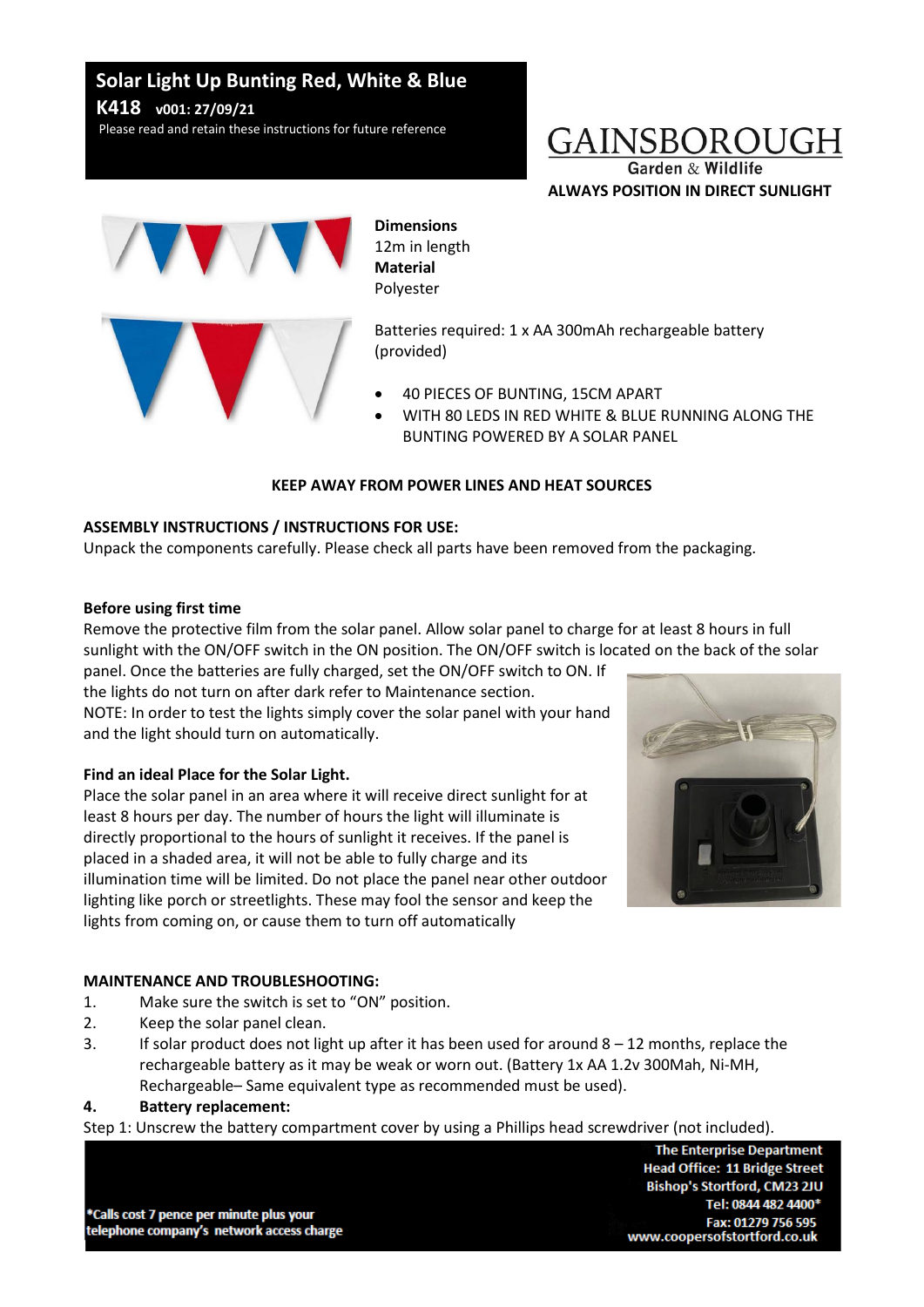# Solar Light Up Bunting Red, White & Blue

**K418 v001: 27/09/21**

Please read and retain these instructions for future reference

GAINSBOROUGH
Garden & Wildlife

**ALWAYS POSITION IN DIRECT SUNLIGHT**

**Dimensions**
12m in length
**Material**
Polyester

Batteries required: 1 x AA 300mAh rechargeable battery (provided)

- 40 PIECES OF BUNTING, 15CM APART
- WITH 80 LEDS IN RED WHITE & BLUE RUNNING ALONG THE BUNTING POWERED BY A SOLAR PANEL

**KEEP AWAY FROM POWER LINES AND HEAT SOURCES**

**ASSEMBLY INSTRUCTIONS / INSTRUCTIONS FOR USE:**

Unpack the components carefully. Please check all parts have been removed from the packaging.

**Before using first time**

Remove the protective film from the solar panel. Allow solar panel to charge for at least 8 hours in full sunlight with the ON/OFF switch in the ON position. The ON/OFF switch is located on the back of the solar panel. Once the batteries are fully charged, set the ON/OFF switch to ON. If the lights do not turn on after dark refer to Maintenance section.

NOTE: In order to test the lights simply cover the solar panel with your hand and the light should turn on automatically.

**Find an ideal Place for the Solar Light.**

Place the solar panel in an area where it will receive direct sunlight for at least 8 hours per day. The number of hours the light will illuminate is directly proportional to the hours of sunlight it receives. If the panel is placed in a shaded area, it will not be able to fully charge and its illumination time will be limited. Do not place the panel near other outdoor lighting like porch or streetlights. These may fool the sensor and keep the lights from coming on, or cause them to turn off automatically

**MAINTENANCE AND TROUBLESHOOTING:**

1. Make sure the switch is set to "ON" position.
2. Keep the solar panel clean.
3. If solar product does not light up after it has been used for around 8 – 12 months, replace the rechargeable battery as it may be weak or worn out. (Battery 1x AA 1.2v 300Mah, Ni-MH, Rechargeable– Same equivalent type as recommended must be used).
4. **Battery replacement:**

Step 1: Unscrew the battery compartment cover by using a Phillips head screwdriver (not included).

*Calls cost 7 pence per minute plus your telephone company's network access charge

The Enterprise Department
Head Office: 11 Bridge Street
Bishop's Stortford, CM23 2JU
Tel: 0844 482 4400*
Fax: 01279 756 595
www.coopersofstortford.co.uk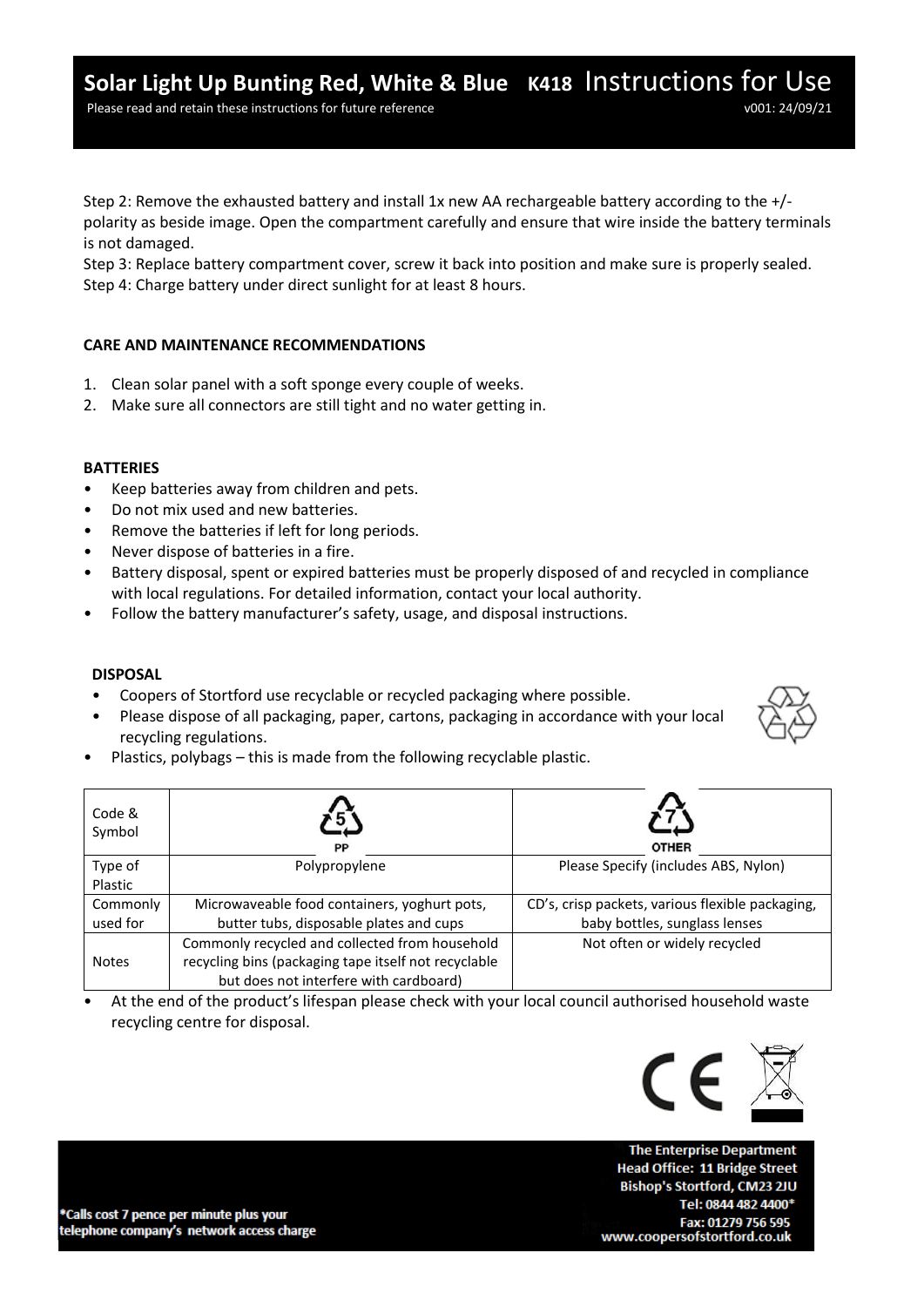Step 2: Remove the exhausted battery and install 1x new AA rechargeable battery according to the +/- polarity as beside image. Open the compartment carefully and ensure that wire inside the battery terminals is not damaged.

Step 3: Replace battery compartment cover, screw it back into position and make sure is properly sealed.

Step 4: Charge battery under direct sunlight for at least 8 hours.

**CARE AND MAINTENANCE RECOMMENDATIONS**

1. Clean solar panel with a soft sponge every couple of weeks.
2. Make sure all connectors are still tight and no water getting in.

**BATTERIES**

- Keep batteries away from children and pets.
- Do not mix used and new batteries.
- Remove the batteries if left for long periods.
- Never dispose of batteries in a fire.
- Battery disposal, spent or expired batteries must be properly disposed of and recycled in compliance with local regulations. For detailed information, contact your local authority.
- Follow the battery manufacturer's safety, usage, and disposal instructions.

**DISPOSAL**

- Coopers of Stortford use recyclable or recycled packaging where possible.
- Please dispose of all packaging, paper, cartons, packaging in accordance with your local recycling regulations.
- Plastics, polybags – this is made from the following recyclable plastic.

| Code & Symbol | 5 PP | 7 OTHER |
|---|---|---|
| Type of Plastic | Polypropylene | Please Specify (includes ABS, Nylon) |
| Commonly used for | Microwaveable food containers, yoghurt pots, butter tubs, disposable plates and cups | CD's, crisp packets, various flexible packaging, baby bottles, sunglass lenses |
| Notes | Commonly recycled and collected from household recycling bins (packaging tape itself not recyclable but does not interfere with cardboard) | Not often or widely recycled |

- At the end of the product's lifespan please check with your local council authorised household waste recycling centre for disposal.

The Enterprise Department
Head Office: 11 Bridge Street
Bishop's Stortford, CM23 2JU
Tel: 0844 482 4400*
Fax: 01279 756 595
www.coopersofstortford.co.uk

*Calls cost 7 pence per minute plus your telephone company's network access charge